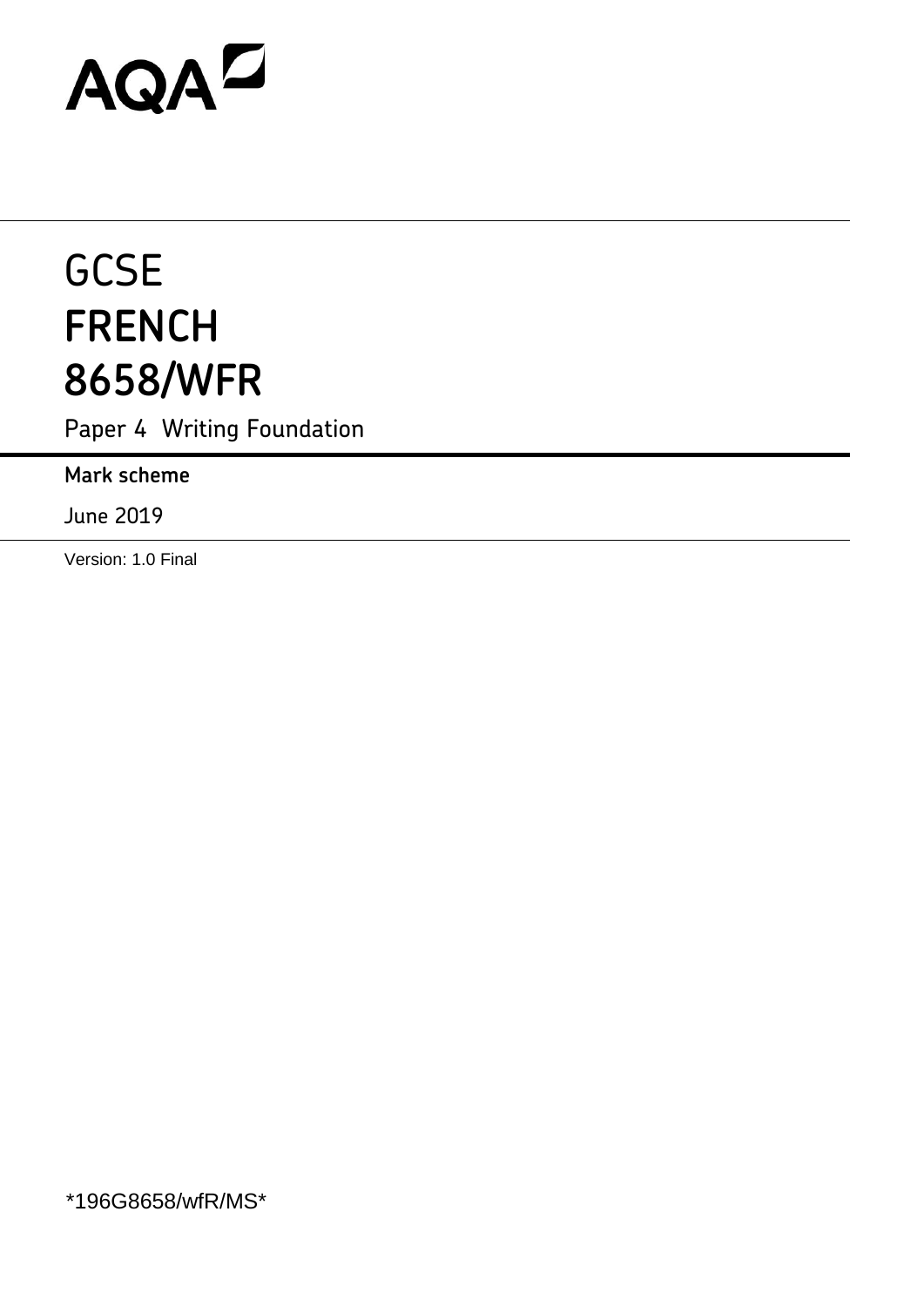AQA

# GCSE
# FRENCH
# 8658/WFR

Paper 4 Writing Foundation

**Mark scheme**

June 2019

Version: 1.0 Final

*196G8658/wfR/MS*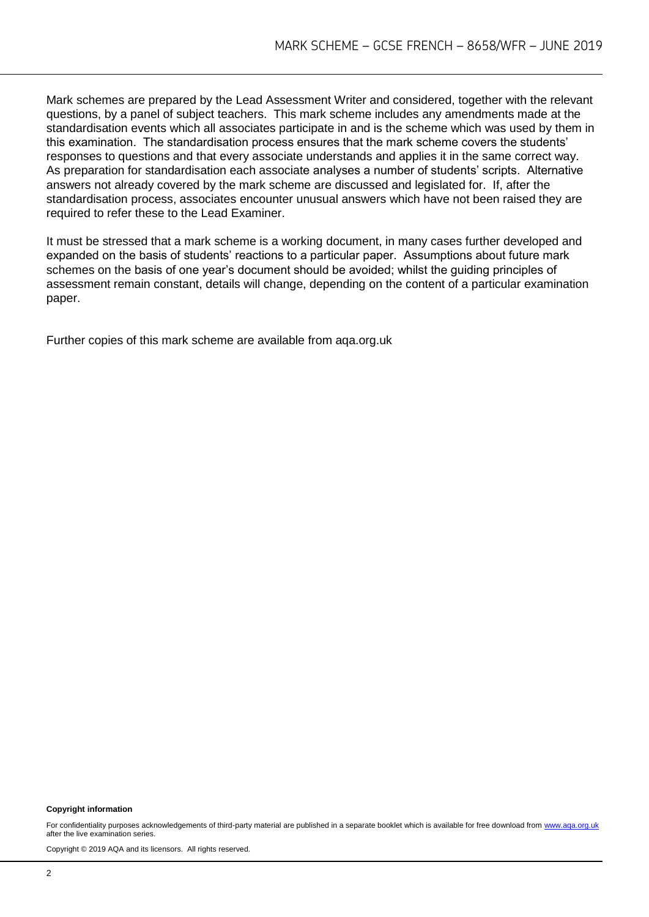Mark schemes are prepared by the Lead Assessment Writer and considered, together with the relevant questions, by a panel of subject teachers. This mark scheme includes any amendments made at the standardisation events which all associates participate in and is the scheme which was used by them in this examination. The standardisation process ensures that the mark scheme covers the students' responses to questions and that every associate understands and applies it in the same correct way. As preparation for standardisation each associate analyses a number of students' scripts. Alternative answers not already covered by the mark scheme are discussed and legislated for. If, after the standardisation process, associates encounter unusual answers which have not been raised they are required to refer these to the Lead Examiner.

It must be stressed that a mark scheme is a working document, in many cases further developed and expanded on the basis of students' reactions to a particular paper. Assumptions about future mark schemes on the basis of one year's document should be avoided; whilst the guiding principles of assessment remain constant, details will change, depending on the content of a particular examination paper.

Further copies of this mark scheme are available from aqa.org.uk

**Copyright information**

For confidentiality purposes acknowledgements of third-party material are published in a separate booklet which is available for free download from www.aqa.org.uk after the live examination series.

Copyright © 2019 AQA and its licensors. All rights reserved.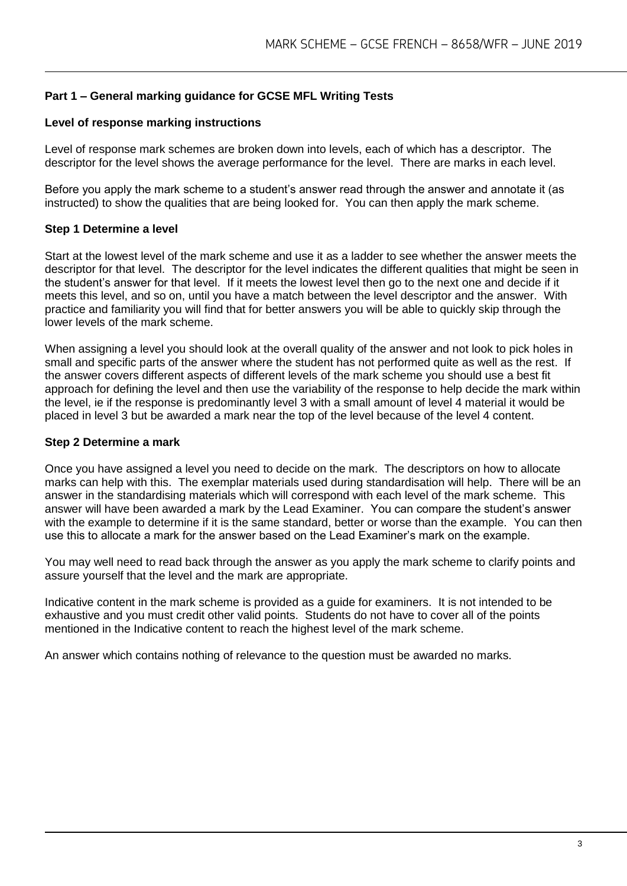## Part 1 – General marking guidance for GCSE MFL Writing Tests

### Level of response marking instructions

Level of response mark schemes are broken down into levels, each of which has a descriptor. The descriptor for the level shows the average performance for the level. There are marks in each level.

Before you apply the mark scheme to a student's answer read through the answer and annotate it (as instructed) to show the qualities that are being looked for. You can then apply the mark scheme.

### Step 1 Determine a level

Start at the lowest level of the mark scheme and use it as a ladder to see whether the answer meets the descriptor for that level. The descriptor for the level indicates the different qualities that might be seen in the student's answer for that level. If it meets the lowest level then go to the next one and decide if it meets this level, and so on, until you have a match between the level descriptor and the answer. With practice and familiarity you will find that for better answers you will be able to quickly skip through the lower levels of the mark scheme.

When assigning a level you should look at the overall quality of the answer and not look to pick holes in small and specific parts of the answer where the student has not performed quite as well as the rest. If the answer covers different aspects of different levels of the mark scheme you should use a best fit approach for defining the level and then use the variability of the response to help decide the mark within the level, ie if the response is predominantly level 3 with a small amount of level 4 material it would be placed in level 3 but be awarded a mark near the top of the level because of the level 4 content.

### Step 2 Determine a mark

Once you have assigned a level you need to decide on the mark. The descriptors on how to allocate marks can help with this. The exemplar materials used during standardisation will help. There will be an answer in the standardising materials which will correspond with each level of the mark scheme. This answer will have been awarded a mark by the Lead Examiner. You can compare the student's answer with the example to determine if it is the same standard, better or worse than the example. You can then use this to allocate a mark for the answer based on the Lead Examiner's mark on the example.

You may well need to read back through the answer as you apply the mark scheme to clarify points and assure yourself that the level and the mark are appropriate.

Indicative content in the mark scheme is provided as a guide for examiners. It is not intended to be exhaustive and you must credit other valid points. Students do not have to cover all of the points mentioned in the Indicative content to reach the highest level of the mark scheme.

An answer which contains nothing of relevance to the question must be awarded no marks.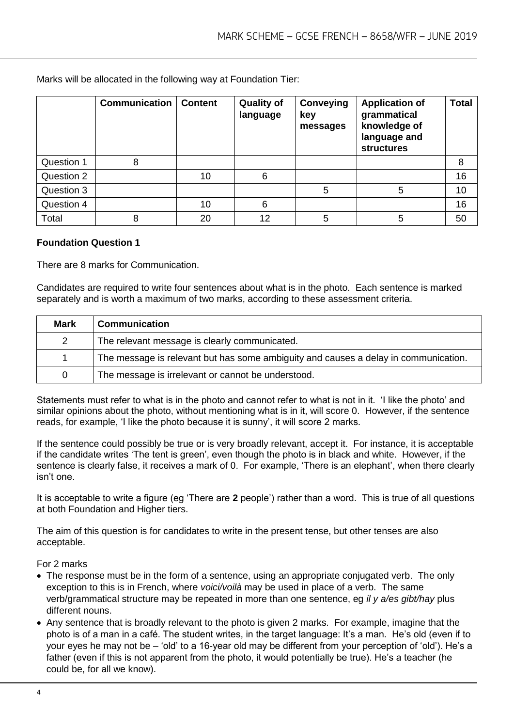Marks will be allocated in the following way at Foundation Tier:

| | Communication | Content | Quality of language | Conveying key messages | Application of grammatical knowledge of language and structures | Total |
|---|---|---|---|---|---|---|
| Question 1 | 8 | | | | | 8 |
| Question 2 | | 10 | 6 | | | 16 |
| Question 3 | | | | 5 | 5 | 10 |
| Question 4 | | 10 | 6 | | | 16 |
| Total | 8 | 20 | 12 | 5 | 5 | 50 |

**Foundation Question 1**

There are 8 marks for Communication.

Candidates are required to write four sentences about what is in the photo. Each sentence is marked separately and is worth a maximum of two marks, according to these assessment criteria.

| Mark | Communication |
|---|---|
| 2 | The relevant message is clearly communicated. |
| 1 | The message is relevant but has some ambiguity and causes a delay in communication. |
| 0 | The message is irrelevant or cannot be understood. |

Statements must refer to what is in the photo and cannot refer to what is not in it. 'I like the photo' and similar opinions about the photo, without mentioning what is in it, will score 0. However, if the sentence reads, for example, 'I like the photo because it is sunny', it will score 2 marks.

If the sentence could possibly be true or is very broadly relevant, accept it. For instance, it is acceptable if the candidate writes 'The tent is green', even though the photo is in black and white. However, if the sentence is clearly false, it receives a mark of 0. For example, 'There is an elephant', when there clearly isn't one.

It is acceptable to write a figure (eg 'There are **2** people') rather than a word. This is true of all questions at both Foundation and Higher tiers.

The aim of this question is for candidates to write in the present tense, but other tenses are also acceptable.

For 2 marks

- The response must be in the form of a sentence, using an appropriate conjugated verb. The only exception to this is in French, where *voici/voilà* may be used in place of a verb. The same verb/grammatical structure may be repeated in more than one sentence, eg *il y a/es gibt/hay* plus different nouns.
- Any sentence that is broadly relevant to the photo is given 2 marks. For example, imagine that the photo is of a man in a café. The student writes, in the target language: It's a man. He's old (even if to your eyes he may not be – 'old' to a 16-year old may be different from your perception of 'old'). He's a father (even if this is not apparent from the photo, it would potentially be true). He's a teacher (he could be, for all we know).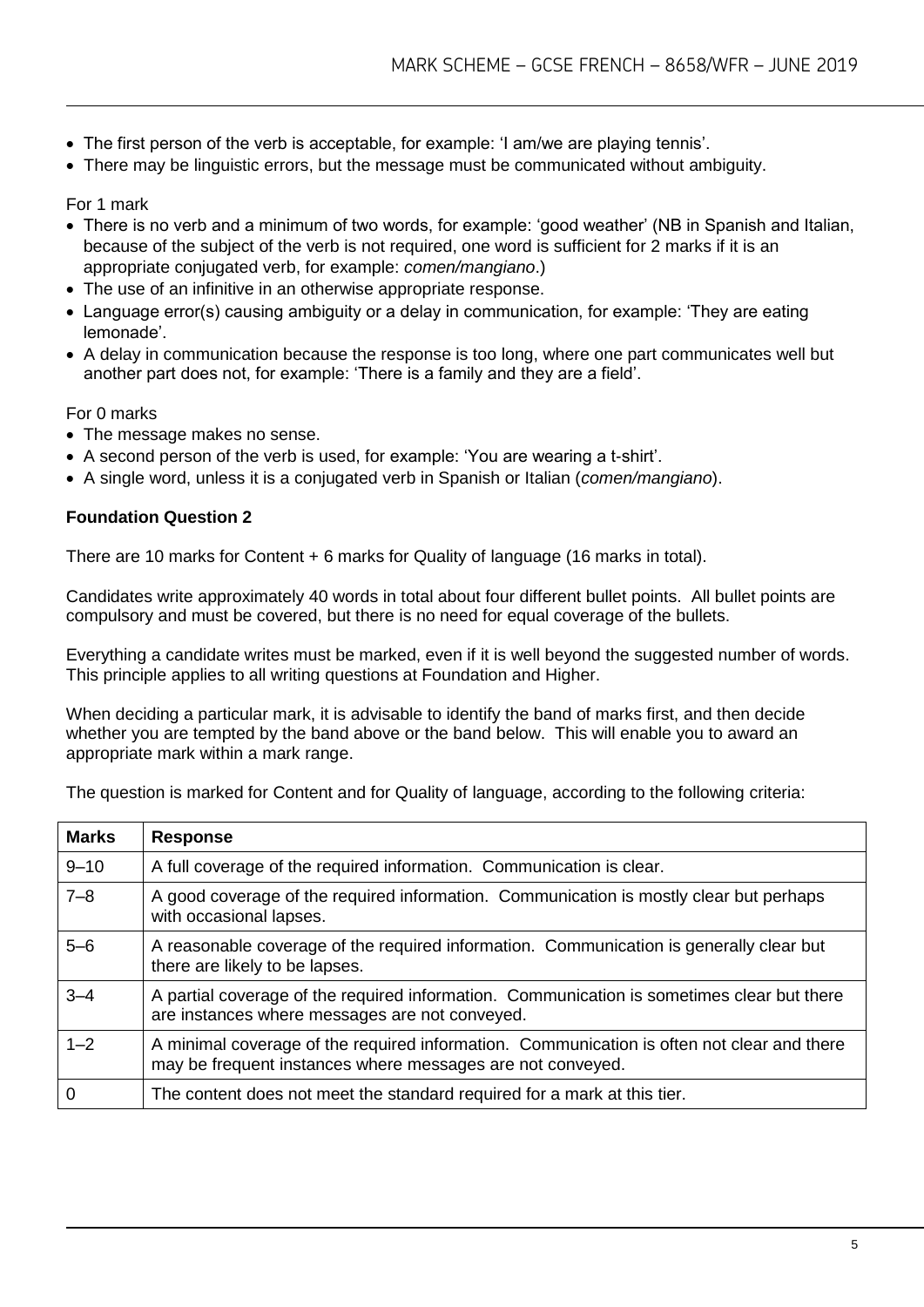- The first person of the verb is acceptable, for example: 'I am/we are playing tennis'.
- There may be linguistic errors, but the message must be communicated without ambiguity.

For 1 mark

- There is no verb and a minimum of two words, for example: 'good weather' (NB in Spanish and Italian, because of the subject of the verb is not required, one word is sufficient for 2 marks if it is an appropriate conjugated verb, for example: *comen/mangiano*.)
- The use of an infinitive in an otherwise appropriate response.
- Language error(s) causing ambiguity or a delay in communication, for example: 'They are eating lemonade'.
- A delay in communication because the response is too long, where one part communicates well but another part does not, for example: 'There is a family and they are a field'.

For 0 marks

- The message makes no sense.
- A second person of the verb is used, for example: 'You are wearing a t-shirt'.
- A single word, unless it is a conjugated verb in Spanish or Italian (*comen/mangiano*).

**Foundation Question 2**

There are 10 marks for Content + 6 marks for Quality of language (16 marks in total).

Candidates write approximately 40 words in total about four different bullet points. All bullet points are compulsory and must be covered, but there is no need for equal coverage of the bullets.

Everything a candidate writes must be marked, even if it is well beyond the suggested number of words. This principle applies to all writing questions at Foundation and Higher.

When deciding a particular mark, it is advisable to identify the band of marks first, and then decide whether you are tempted by the band above or the band below. This will enable you to award an appropriate mark within a mark range.

The question is marked for Content and for Quality of language, according to the following criteria:

| Marks | Response |
|---|---|
| 9–10 | A full coverage of the required information. Communication is clear. |
| 7–8 | A good coverage of the required information. Communication is mostly clear but perhaps with occasional lapses. |
| 5–6 | A reasonable coverage of the required information. Communication is generally clear but there are likely to be lapses. |
| 3–4 | A partial coverage of the required information. Communication is sometimes clear but there are instances where messages are not conveyed. |
| 1–2 | A minimal coverage of the required information. Communication is often not clear and there may be frequent instances where messages are not conveyed. |
| 0 | The content does not meet the standard required for a mark at this tier. |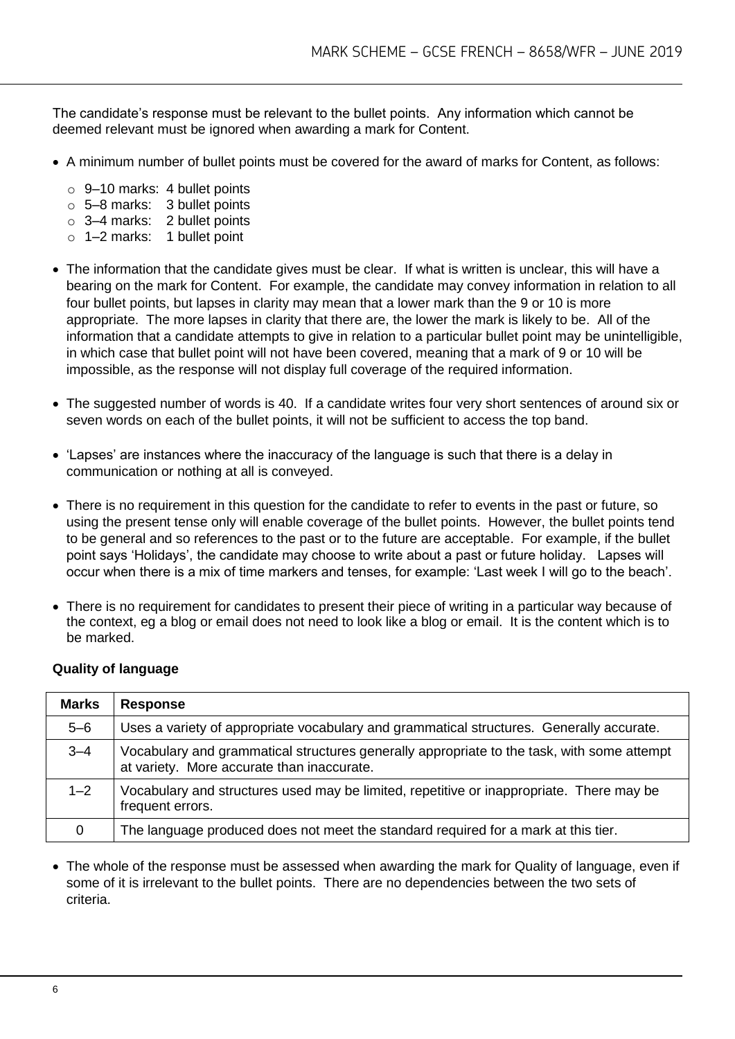The candidate's response must be relevant to the bullet points. Any information which cannot be deemed relevant must be ignored when awarding a mark for Content.

- A minimum number of bullet points must be covered for the award of marks for Content, as follows:
  - 9–10 marks: 4 bullet points
  - 5–8 marks: 3 bullet points
  - 3–4 marks: 2 bullet points
  - 1–2 marks: 1 bullet point
- The information that the candidate gives must be clear. If what is written is unclear, this will have a bearing on the mark for Content. For example, the candidate may convey information in relation to all four bullet points, but lapses in clarity may mean that a lower mark than the 9 or 10 is more appropriate. The more lapses in clarity that there are, the lower the mark is likely to be. All of the information that a candidate attempts to give in relation to a particular bullet point may be unintelligible, in which case that bullet point will not have been covered, meaning that a mark of 9 or 10 will be impossible, as the response will not display full coverage of the required information.
- The suggested number of words is 40. If a candidate writes four very short sentences of around six or seven words on each of the bullet points, it will not be sufficient to access the top band.
- 'Lapses' are instances where the inaccuracy of the language is such that there is a delay in communication or nothing at all is conveyed.
- There is no requirement in this question for the candidate to refer to events in the past or future, so using the present tense only will enable coverage of the bullet points. However, the bullet points tend to be general and so references to the past or to the future are acceptable. For example, if the bullet point says 'Holidays', the candidate may choose to write about a past or future holiday. Lapses will occur when there is a mix of time markers and tenses, for example: 'Last week I will go to the beach'.
- There is no requirement for candidates to present their piece of writing in a particular way because of the context, eg a blog or email does not need to look like a blog or email. It is the content which is to be marked.

**Quality of language**

| Marks | Response |
|---|---|
| 5–6 | Uses a variety of appropriate vocabulary and grammatical structures. Generally accurate. |
| 3–4 | Vocabulary and grammatical structures generally appropriate to the task, with some attempt at variety. More accurate than inaccurate. |
| 1–2 | Vocabulary and structures used may be limited, repetitive or inappropriate. There may be frequent errors. |
| 0 | The language produced does not meet the standard required for a mark at this tier. |

- The whole of the response must be assessed when awarding the mark for Quality of language, even if some of it is irrelevant to the bullet points. There are no dependencies between the two sets of criteria.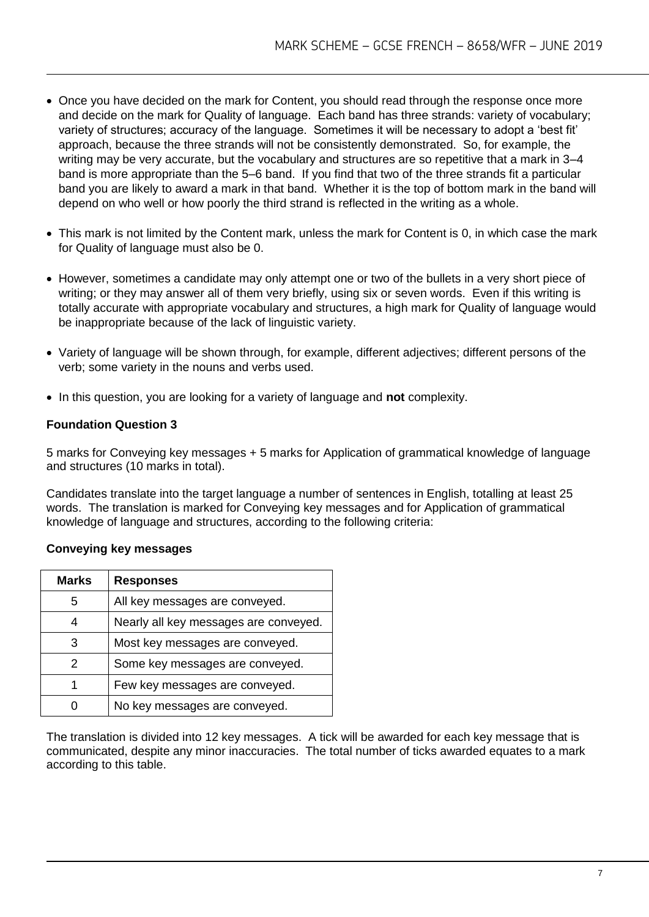- Once you have decided on the mark for Content, you should read through the response once more and decide on the mark for Quality of language. Each band has three strands: variety of vocabulary; variety of structures; accuracy of the language. Sometimes it will be necessary to adopt a 'best fit' approach, because the three strands will not be consistently demonstrated. So, for example, the writing may be very accurate, but the vocabulary and structures are so repetitive that a mark in 3–4 band is more appropriate than the 5–6 band. If you find that two of the three strands fit a particular band you are likely to award a mark in that band. Whether it is the top of bottom mark in the band will depend on who well or how poorly the third strand is reflected in the writing as a whole.

- This mark is not limited by the Content mark, unless the mark for Content is 0, in which case the mark for Quality of language must also be 0.

- However, sometimes a candidate may only attempt one or two of the bullets in a very short piece of writing; or they may answer all of them very briefly, using six or seven words. Even if this writing is totally accurate with appropriate vocabulary and structures, a high mark for Quality of language would be inappropriate because of the lack of linguistic variety.

- Variety of language will be shown through, for example, different adjectives; different persons of the verb; some variety in the nouns and verbs used.

- In this question, you are looking for a variety of language and **not** complexity.

**Foundation Question 3**

5 marks for Conveying key messages + 5 marks for Application of grammatical knowledge of language and structures (10 marks in total).

Candidates translate into the target language a number of sentences in English, totalling at least 25 words. The translation is marked for Conveying key messages and for Application of grammatical knowledge of language and structures, according to the following criteria:

**Conveying key messages**

| Marks | Responses |
|---|---|
| 5 | All key messages are conveyed. |
| 4 | Nearly all key messages are conveyed. |
| 3 | Most key messages are conveyed. |
| 2 | Some key messages are conveyed. |
| 1 | Few key messages are conveyed. |
| 0 | No key messages are conveyed. |

The translation is divided into 12 key messages. A tick will be awarded for each key message that is communicated, despite any minor inaccuracies. The total number of ticks awarded equates to a mark according to this table.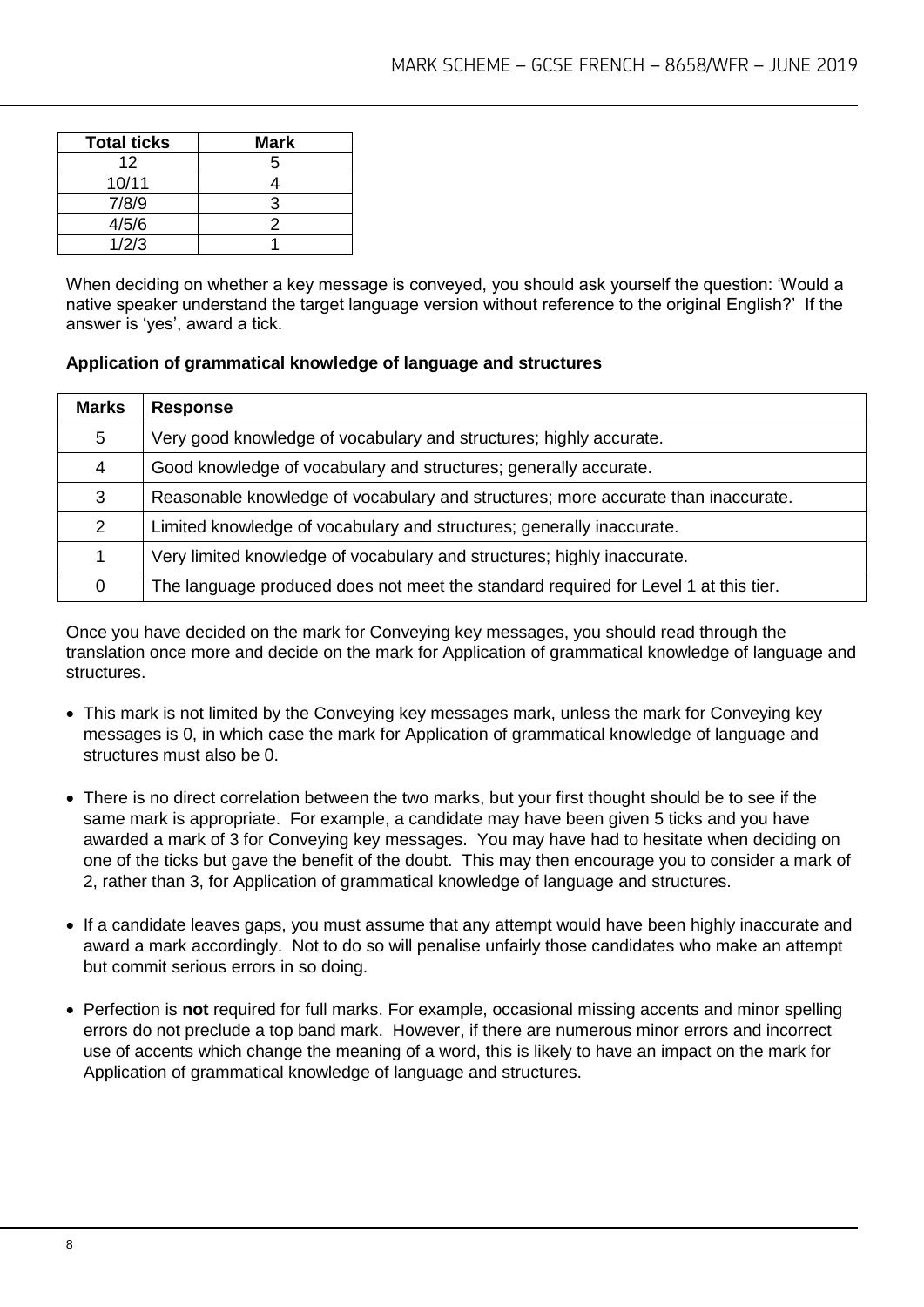| Total ticks | Mark |
|---|---|
| 12 | 5 |
| 10/11 | 4 |
| 7/8/9 | 3 |
| 4/5/6 | 2 |
| 1/2/3 | 1 |

When deciding on whether a key message is conveyed, you should ask yourself the question: 'Would a native speaker understand the target language version without reference to the original English?' If the answer is 'yes', award a tick.

**Application of grammatical knowledge of language and structures**

| Marks | Response |
|---|---|
| 5 | Very good knowledge of vocabulary and structures; highly accurate. |
| 4 | Good knowledge of vocabulary and structures; generally accurate. |
| 3 | Reasonable knowledge of vocabulary and structures; more accurate than inaccurate. |
| 2 | Limited knowledge of vocabulary and structures; generally inaccurate. |
| 1 | Very limited knowledge of vocabulary and structures; highly inaccurate. |
| 0 | The language produced does not meet the standard required for Level 1 at this tier. |

Once you have decided on the mark for Conveying key messages, you should read through the translation once more and decide on the mark for Application of grammatical knowledge of language and structures.

- This mark is not limited by the Conveying key messages mark, unless the mark for Conveying key messages is 0, in which case the mark for Application of grammatical knowledge of language and structures must also be 0.
- There is no direct correlation between the two marks, but your first thought should be to see if the same mark is appropriate. For example, a candidate may have been given 5 ticks and you have awarded a mark of 3 for Conveying key messages. You may have had to hesitate when deciding on one of the ticks but gave the benefit of the doubt. This may then encourage you to consider a mark of 2, rather than 3, for Application of grammatical knowledge of language and structures.
- If a candidate leaves gaps, you must assume that any attempt would have been highly inaccurate and award a mark accordingly. Not to do so will penalise unfairly those candidates who make an attempt but commit serious errors in so doing.
- Perfection is **not** required for full marks. For example, occasional missing accents and minor spelling errors do not preclude a top band mark. However, if there are numerous minor errors and incorrect use of accents which change the meaning of a word, this is likely to have an impact on the mark for Application of grammatical knowledge of language and structures.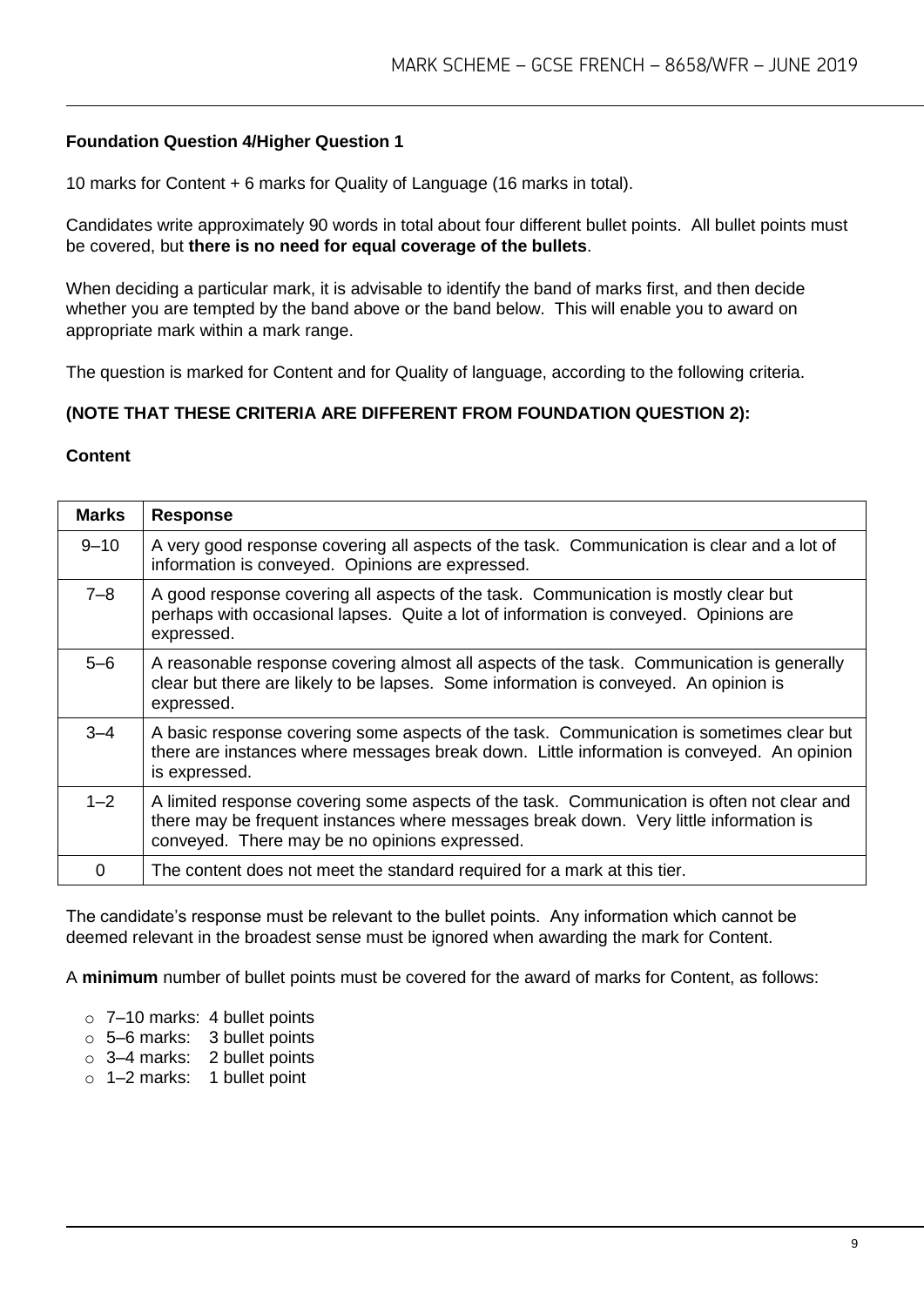**Foundation Question 4/Higher Question 1**

10 marks for Content + 6 marks for Quality of Language (16 marks in total).

Candidates write approximately 90 words in total about four different bullet points. All bullet points must be covered, but **there is no need for equal coverage of the bullets**.

When deciding a particular mark, it is advisable to identify the band of marks first, and then decide whether you are tempted by the band above or the band below. This will enable you to award on appropriate mark within a mark range.

The question is marked for Content and for Quality of language, according to the following criteria.

**(NOTE THAT THESE CRITERIA ARE DIFFERENT FROM FOUNDATION QUESTION 2):**

**Content**

| Marks | Response |
|---|---|
| 9–10 | A very good response covering all aspects of the task. Communication is clear and a lot of information is conveyed. Opinions are expressed. |
| 7–8 | A good response covering all aspects of the task. Communication is mostly clear but perhaps with occasional lapses. Quite a lot of information is conveyed. Opinions are expressed. |
| 5–6 | A reasonable response covering almost all aspects of the task. Communication is generally clear but there are likely to be lapses. Some information is conveyed. An opinion is expressed. |
| 3–4 | A basic response covering some aspects of the task. Communication is sometimes clear but there are instances where messages break down. Little information is conveyed. An opinion is expressed. |
| 1–2 | A limited response covering some aspects of the task. Communication is often not clear and there may be frequent instances where messages break down. Very little information is conveyed. There may be no opinions expressed. |
| 0 | The content does not meet the standard required for a mark at this tier. |

The candidate's response must be relevant to the bullet points. Any information which cannot be deemed relevant in the broadest sense must be ignored when awarding the mark for Content.

A **minimum** number of bullet points must be covered for the award of marks for Content, as follows:

- 7–10 marks: 4 bullet points
- 5–6 marks: 3 bullet points
- 3–4 marks: 2 bullet points
- 1–2 marks: 1 bullet point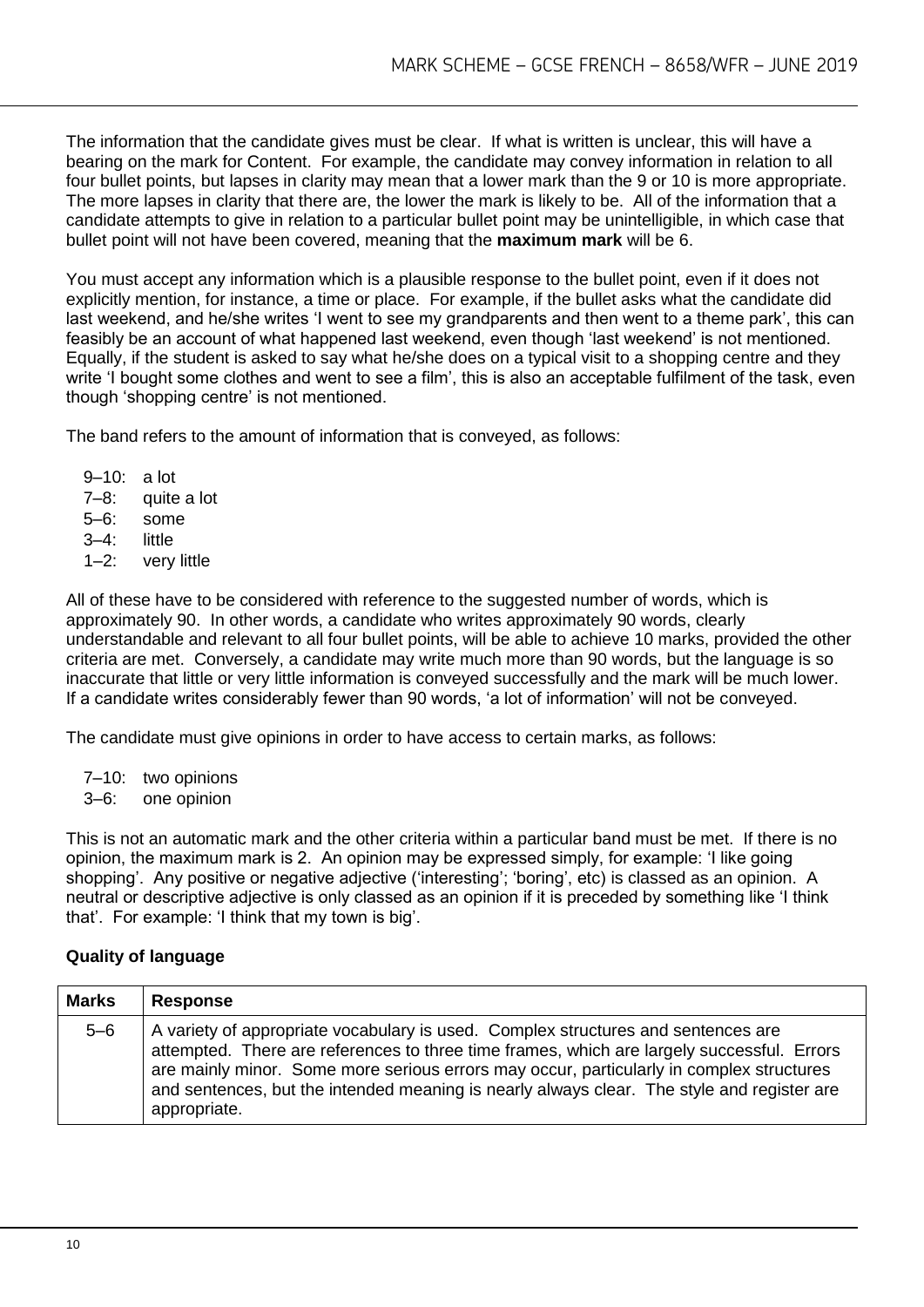The information that the candidate gives must be clear. If what is written is unclear, this will have a bearing on the mark for Content. For example, the candidate may convey information in relation to all four bullet points, but lapses in clarity may mean that a lower mark than the 9 or 10 is more appropriate. The more lapses in clarity that there are, the lower the mark is likely to be. All of the information that a candidate attempts to give in relation to a particular bullet point may be unintelligible, in which case that bullet point will not have been covered, meaning that the **maximum mark** will be 6.

You must accept any information which is a plausible response to the bullet point, even if it does not explicitly mention, for instance, a time or place. For example, if the bullet asks what the candidate did last weekend, and he/she writes 'I went to see my grandparents and then went to a theme park', this can feasibly be an account of what happened last weekend, even though 'last weekend' is not mentioned. Equally, if the student is asked to say what he/she does on a typical visit to a shopping centre and they write 'I bought some clothes and went to see a film', this is also an acceptable fulfilment of the task, even though 'shopping centre' is not mentioned.

The band refers to the amount of information that is conveyed, as follows:

- 9–10: a lot
- 7–8: quite a lot
- 5–6: some
- 3–4: little
- 1–2: very little

All of these have to be considered with reference to the suggested number of words, which is approximately 90. In other words, a candidate who writes approximately 90 words, clearly understandable and relevant to all four bullet points, will be able to achieve 10 marks, provided the other criteria are met. Conversely, a candidate may write much more than 90 words, but the language is so inaccurate that little or very little information is conveyed successfully and the mark will be much lower. If a candidate writes considerably fewer than 90 words, 'a lot of information' will not be conveyed.

The candidate must give opinions in order to have access to certain marks, as follows:

- 7–10: two opinions
- 3–6: one opinion

This is not an automatic mark and the other criteria within a particular band must be met. If there is no opinion, the maximum mark is 2. An opinion may be expressed simply, for example: 'I like going shopping'. Any positive or negative adjective ('interesting'; 'boring', etc) is classed as an opinion. A neutral or descriptive adjective is only classed as an opinion if it is preceded by something like 'I think that'. For example: 'I think that my town is big'.

**Quality of language**

| Marks | Response |
|---|---|
| 5–6 | A variety of appropriate vocabulary is used. Complex structures and sentences are attempted. There are references to three time frames, which are largely successful. Errors are mainly minor. Some more serious errors may occur, particularly in complex structures and sentences, but the intended meaning is nearly always clear. The style and register are appropriate. |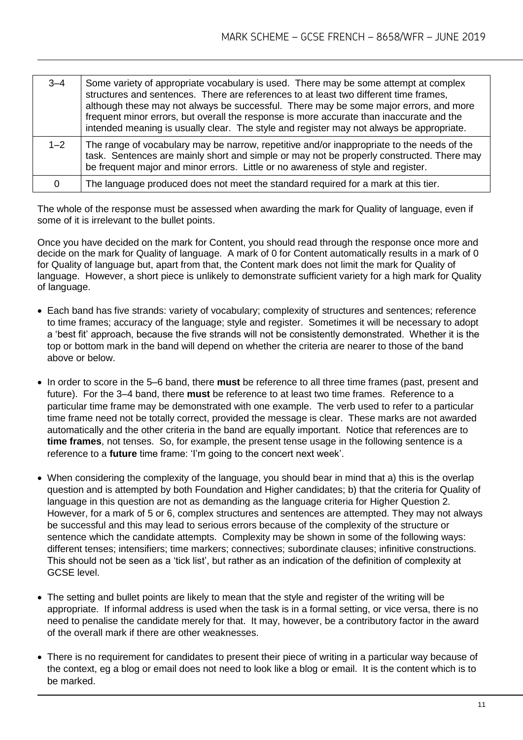| | |
|---|---|
| 3–4 | Some variety of appropriate vocabulary is used. There may be some attempt at complex structures and sentences. There are references to at least two different time frames, although these may not always be successful. There may be some major errors, and more frequent minor errors, but overall the response is more accurate than inaccurate and the intended meaning is usually clear. The style and register may not always be appropriate. |
| 1–2 | The range of vocabulary may be narrow, repetitive and/or inappropriate to the needs of the task. Sentences are mainly short and simple or may not be properly constructed. There may be frequent major and minor errors. Little or no awareness of style and register. |
| 0 | The language produced does not meet the standard required for a mark at this tier. |

The whole of the response must be assessed when awarding the mark for Quality of language, even if some of it is irrelevant to the bullet points.

Once you have decided on the mark for Content, you should read through the response once more and decide on the mark for Quality of language. A mark of 0 for Content automatically results in a mark of 0 for Quality of language but, apart from that, the Content mark does not limit the mark for Quality of language. However, a short piece is unlikely to demonstrate sufficient variety for a high mark for Quality of language.

- Each band has five strands: variety of vocabulary; complexity of structures and sentences; reference to time frames; accuracy of the language; style and register. Sometimes it will be necessary to adopt a 'best fit' approach, because the five strands will not be consistently demonstrated. Whether it is the top or bottom mark in the band will depend on whether the criteria are nearer to those of the band above or below.
- In order to score in the 5–6 band, there **must** be reference to all three time frames (past, present and future). For the 3–4 band, there **must** be reference to at least two time frames. Reference to a particular time frame may be demonstrated with one example. The verb used to refer to a particular time frame need not be totally correct, provided the message is clear. These marks are not awarded automatically and the other criteria in the band are equally important. Notice that references are to **time frames**, not tenses. So, for example, the present tense usage in the following sentence is a reference to a **future** time frame: 'I'm going to the concert next week'.
- When considering the complexity of the language, you should bear in mind that a) this is the overlap question and is attempted by both Foundation and Higher candidates; b) that the criteria for Quality of language in this question are not as demanding as the language criteria for Higher Question 2. However, for a mark of 5 or 6, complex structures and sentences are attempted. They may not always be successful and this may lead to serious errors because of the complexity of the structure or sentence which the candidate attempts. Complexity may be shown in some of the following ways: different tenses; intensifiers; time markers; connectives; subordinate clauses; infinitive constructions. This should not be seen as a 'tick list', but rather as an indication of the definition of complexity at GCSE level.
- The setting and bullet points are likely to mean that the style and register of the writing will be appropriate. If informal address is used when the task is in a formal setting, or vice versa, there is no need to penalise the candidate merely for that. It may, however, be a contributory factor in the award of the overall mark if there are other weaknesses.
- There is no requirement for candidates to present their piece of writing in a particular way because of the context, eg a blog or email does not need to look like a blog or email. It is the content which is to be marked.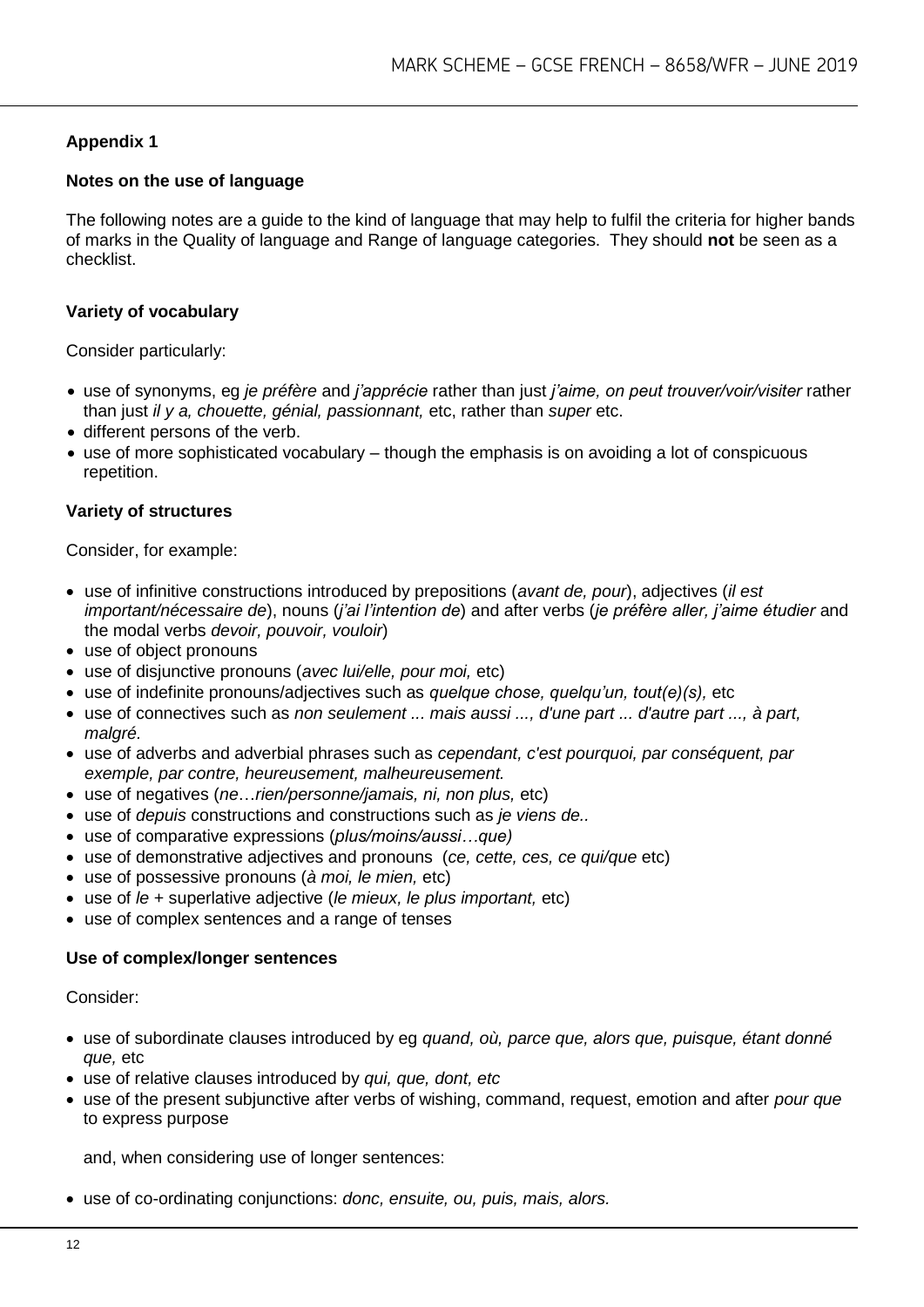## Appendix 1

### Notes on the use of language

The following notes are a guide to the kind of language that may help to fulfil the criteria for higher bands of marks in the Quality of language and Range of language categories. They should **not** be seen as a checklist.

### Variety of vocabulary

Consider particularly:

- use of synonyms, eg *je préfère* and *j'apprécie* rather than just *j'aime, on peut trouver/voir/visiter* rather than just *il y a, chouette, génial, passionnant,* etc, rather than *super* etc.
- different persons of the verb.
- use of more sophisticated vocabulary – though the emphasis is on avoiding a lot of conspicuous repetition.

### Variety of structures

Consider, for example:

- use of infinitive constructions introduced by prepositions (*avant de, pour*), adjectives (*il est important/nécessaire de*), nouns (*j'ai l'intention de*) and after verbs (*je préfère aller, j'aime étudier* and the modal verbs *devoir, pouvoir, vouloir*)
- use of object pronouns
- use of disjunctive pronouns (*avec lui/elle, pour moi,* etc)
- use of indefinite pronouns/adjectives such as *quelque chose, quelqu'un, tout(e)(s),* etc
- use of connectives such as *non seulement ... mais aussi ..., d'une part ... d'autre part ..., à part, malgré*.
- use of adverbs and adverbial phrases such as *cependant, c'est pourquoi, par conséquent, par exemple, par contre, heureusement, malheureusement.*
- use of negatives (*ne…rien/personne/jamais, ni, non plus,* etc)
- use of *depuis* constructions and constructions such as *je viens de..*
- use of comparative expressions (*plus/moins/aussi…que)*
- use of demonstrative adjectives and pronouns (*ce, cette, ces, ce qui/que* etc)
- use of possessive pronouns (*à moi, le mien,* etc)
- use of *le* + superlative adjective (*le mieux, le plus important,* etc)
- use of complex sentences and a range of tenses

### Use of complex/longer sentences

Consider:

- use of subordinate clauses introduced by eg *quand, où, parce que, alors que, puisque, étant donné que,* etc
- use of relative clauses introduced by *qui, que, dont, etc*
- use of the present subjunctive after verbs of wishing, command, request, emotion and after *pour que* to express purpose

  and, when considering use of longer sentences:

- use of co-ordinating conjunctions: *donc, ensuite, ou, puis, mais, alors.*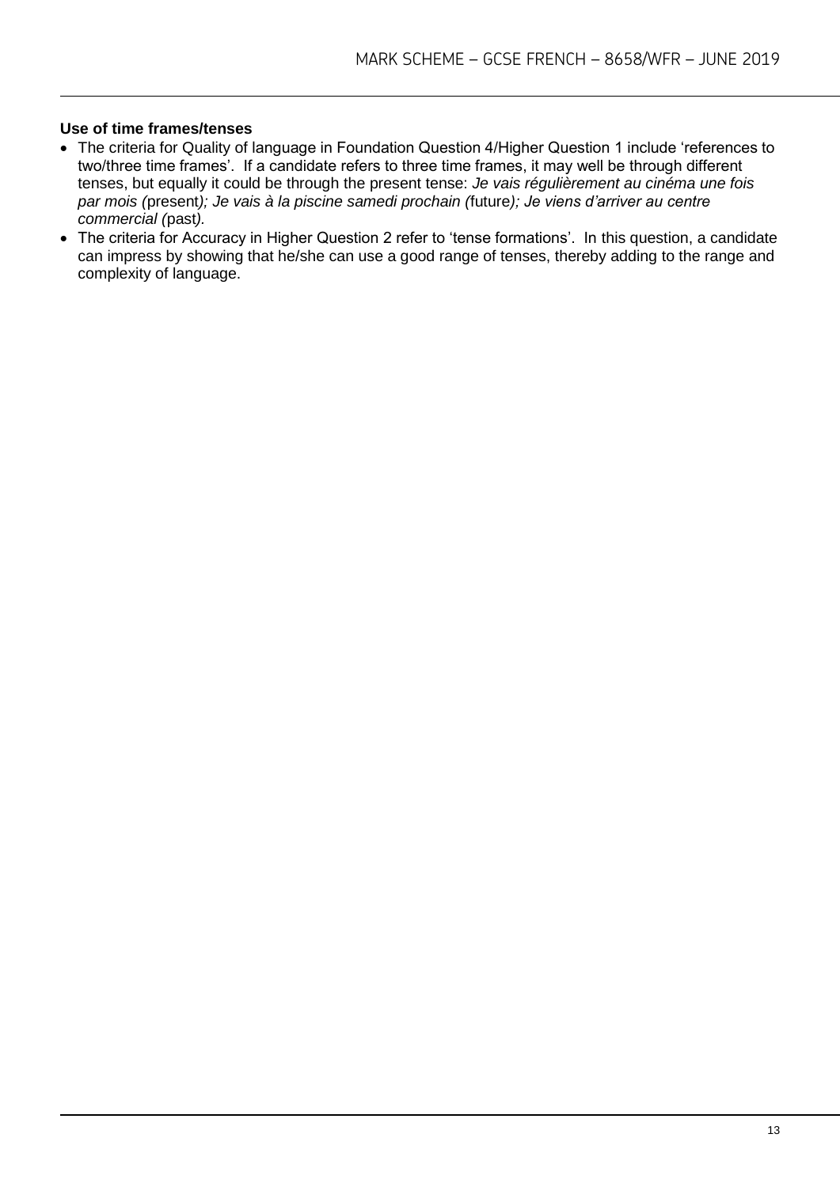**Use of time frames/tenses**

- The criteria for Quality of language in Foundation Question 4/Higher Question 1 include 'references to two/three time frames'. If a candidate refers to three time frames, it may well be through different tenses, but equally it could be through the present tense: *Je vais régulièrement au cinéma une fois par mois (*present*); Je vais à la piscine samedi prochain (*future*); Je viens d'arriver au centre commercial (*past*).*
- The criteria for Accuracy in Higher Question 2 refer to 'tense formations'. In this question, a candidate can impress by showing that he/she can use a good range of tenses, thereby adding to the range and complexity of language.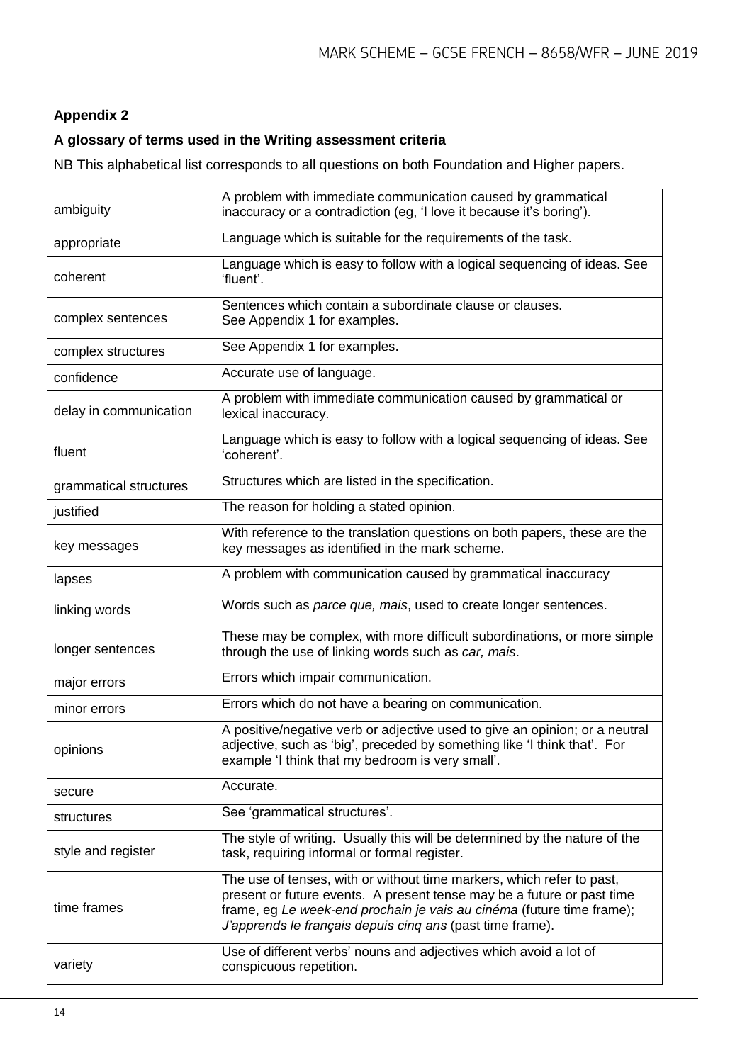**Appendix 2**

**A glossary of terms used in the Writing assessment criteria**

NB This alphabetical list corresponds to all questions on both Foundation and Higher papers.

| | |
|---|---|
| ambiguity | A problem with immediate communication caused by grammatical inaccuracy or a contradiction (eg, 'I love it because it's boring'). |
| appropriate | Language which is suitable for the requirements of the task. |
| coherent | Language which is easy to follow with a logical sequencing of ideas. See 'fluent'. |
| complex sentences | Sentences which contain a subordinate clause or clauses.<br>See Appendix 1 for examples. |
| complex structures | See Appendix 1 for examples. |
| confidence | Accurate use of language. |
| delay in communication | A problem with immediate communication caused by grammatical or lexical inaccuracy. |
| fluent | Language which is easy to follow with a logical sequencing of ideas. See 'coherent'. |
| grammatical structures | Structures which are listed in the specification. |
| justified | The reason for holding a stated opinion. |
| key messages | With reference to the translation questions on both papers, these are the key messages as identified in the mark scheme. |
| lapses | A problem with communication caused by grammatical inaccuracy |
| linking words | Words such as *parce que, mais*, used to create longer sentences. |
| longer sentences | These may be complex, with more difficult subordinations, or more simple through the use of linking words such as *car, mais*. |
| major errors | Errors which impair communication. |
| minor errors | Errors which do not have a bearing on communication. |
| opinions | A positive/negative verb or adjective used to give an opinion; or a neutral adjective, such as 'big', preceded by something like 'I think that'. For example 'I think that my bedroom is very small'. |
| secure | Accurate. |
| structures | See 'grammatical structures'. |
| style and register | The style of writing. Usually this will be determined by the nature of the task, requiring informal or formal register. |
| time frames | The use of tenses, with or without time markers, which refer to past, present or future events. A present tense may be a future or past time frame, eg *Le week-end prochain je vais au cinéma* (future time frame); *J'apprends le français depuis cinq ans* (past time frame). |
| variety | Use of different verbs' nouns and adjectives which avoid a lot of conspicuous repetition. |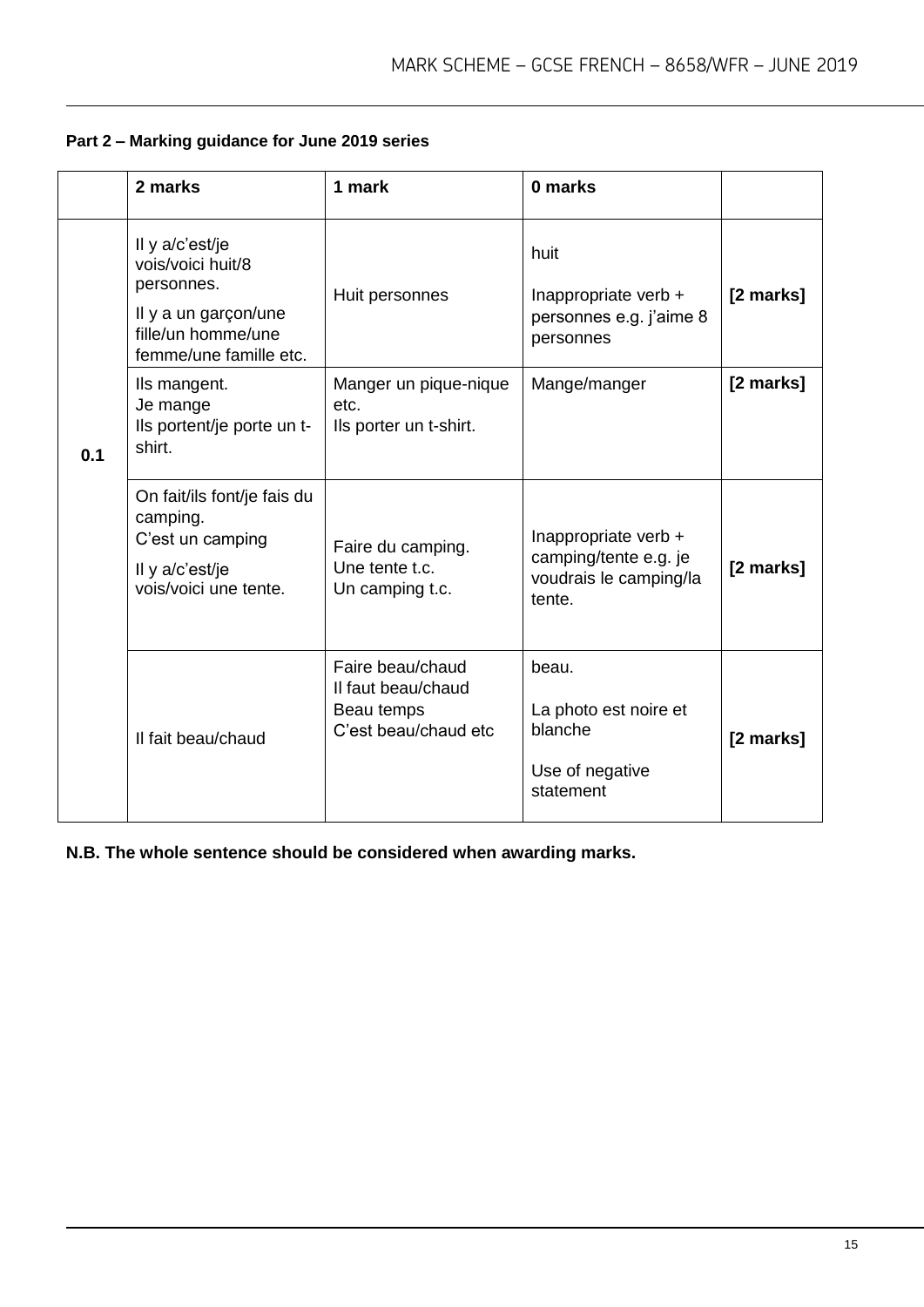**Part 2 – Marking guidance for June 2019 series**

| | 2 marks | 1 mark | 0 marks | |
|---|---|---|---|---|
| 0.1 | Il y a/c'est/je vois/voici huit/8 personnes.<br>Il y a un garçon/une fille/un homme/une femme/une famille etc. | Huit personnes | huit<br>Inappropriate verb + personnes e.g. j'aime 8 personnes | [2 marks] |
| | Ils mangent.<br>Je mange<br>Ils portent/je porte un t-shirt. | Manger un pique-nique etc.<br>Ils porter un t-shirt. | Mange/manger | [2 marks] |
| | On fait/ils font/je fais du camping.<br>C'est un camping<br>Il y a/c'est/je vois/voici une tente. | Faire du camping.<br>Une tente t.c.<br>Un camping t.c. | Inappropriate verb + camping/tente e.g. je voudrais le camping/la tente. | [2 marks] |
| | Il fait beau/chaud | Faire beau/chaud<br>Il faut beau/chaud<br>Beau temps<br>C'est beau/chaud etc | beau.<br>La photo est noire et blanche<br>Use of negative statement | [2 marks] |

**N.B. The whole sentence should be considered when awarding marks.**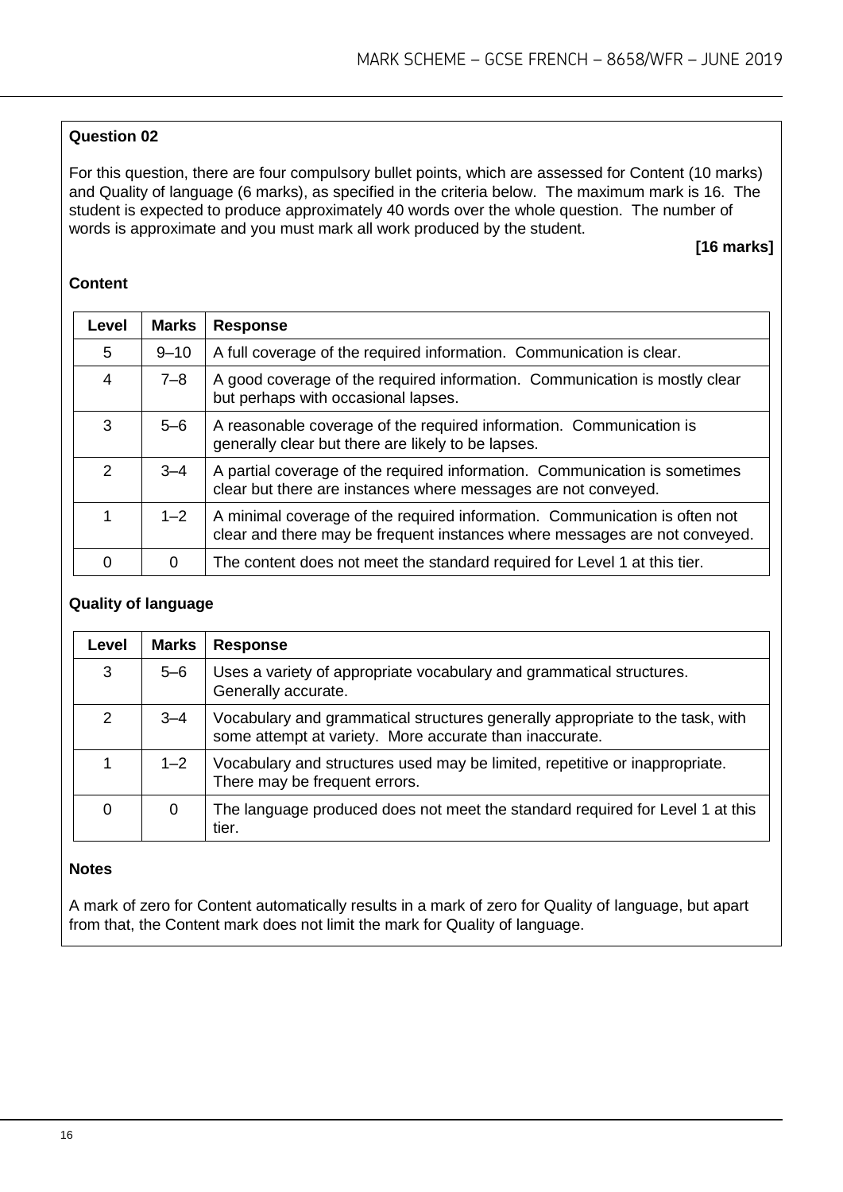**Question 02**

For this question, there are four compulsory bullet points, which are assessed for Content (10 marks) and Quality of language (6 marks), as specified in the criteria below. The maximum mark is 16. The student is expected to produce approximately 40 words over the whole question. The number of words is approximate and you must mark all work produced by the student.

**[16 marks]**

**Content**

| Level | Marks | Response |
|---|---|---|
| 5 | 9–10 | A full coverage of the required information. Communication is clear. |
| 4 | 7–8 | A good coverage of the required information. Communication is mostly clear but perhaps with occasional lapses. |
| 3 | 5–6 | A reasonable coverage of the required information. Communication is generally clear but there are likely to be lapses. |
| 2 | 3–4 | A partial coverage of the required information. Communication is sometimes clear but there are instances where messages are not conveyed. |
| 1 | 1–2 | A minimal coverage of the required information. Communication is often not clear and there may be frequent instances where messages are not conveyed. |
| 0 | 0 | The content does not meet the standard required for Level 1 at this tier. |

**Quality of language**

| Level | Marks | Response |
|---|---|---|
| 3 | 5–6 | Uses a variety of appropriate vocabulary and grammatical structures. Generally accurate. |
| 2 | 3–4 | Vocabulary and grammatical structures generally appropriate to the task, with some attempt at variety. More accurate than inaccurate. |
| 1 | 1–2 | Vocabulary and structures used may be limited, repetitive or inappropriate. There may be frequent errors. |
| 0 | 0 | The language produced does not meet the standard required for Level 1 at this tier. |

**Notes**

A mark of zero for Content automatically results in a mark of zero for Quality of language, but apart from that, the Content mark does not limit the mark for Quality of language.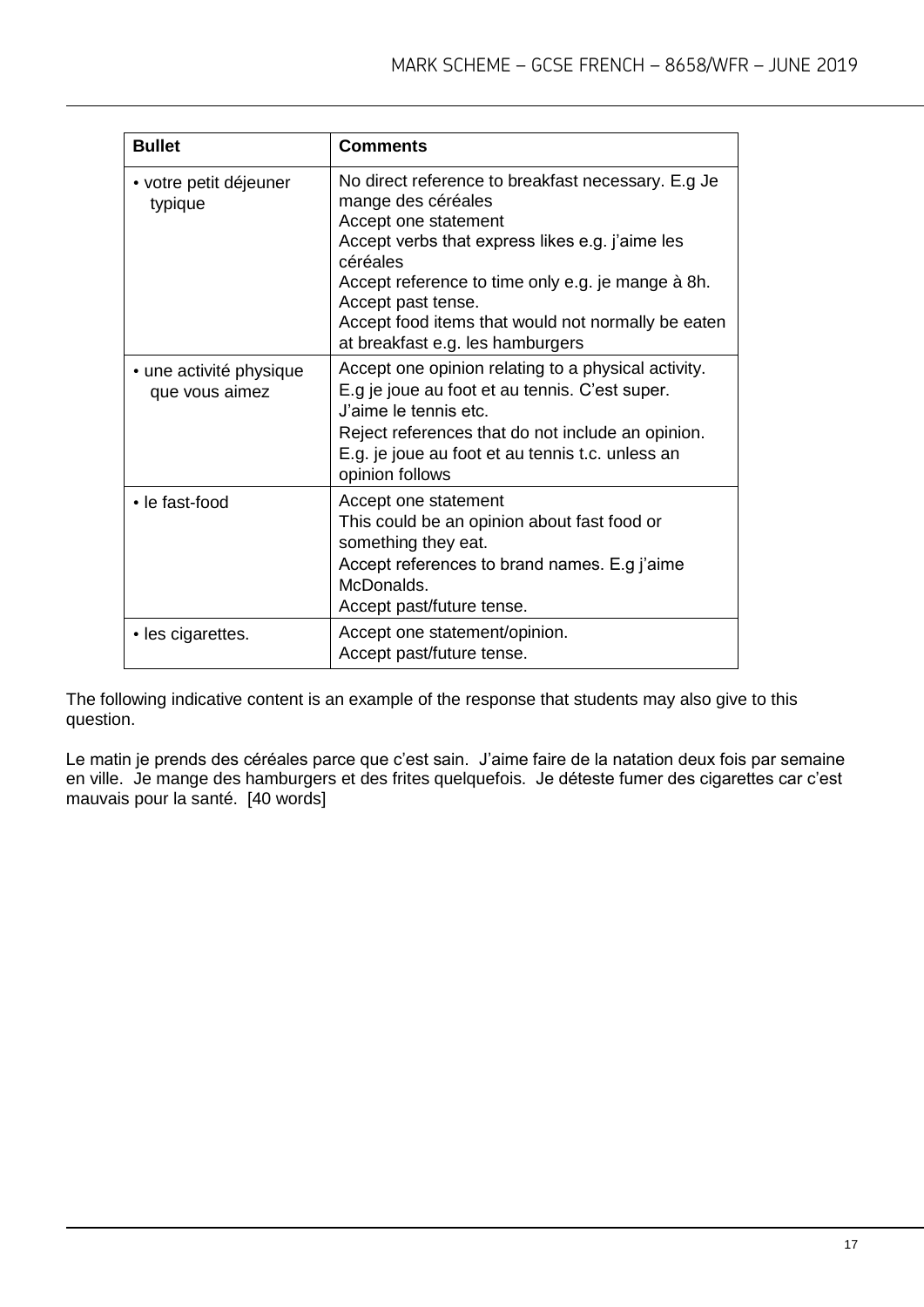| Bullet | Comments |
|---|---|
| • votre petit déjeuner typique | No direct reference to breakfast necessary. E.g Je mange des céréales<br>Accept one statement<br>Accept verbs that express likes e.g. j'aime les céréales<br>Accept reference to time only e.g. je mange à 8h.<br>Accept past tense.<br>Accept food items that would not normally be eaten at breakfast e.g. les hamburgers |
| • une activité physique que vous aimez | Accept one opinion relating to a physical activity. E.g je joue au foot et au tennis. C'est super. J'aime le tennis etc.<br>Reject references that do not include an opinion. E.g. je joue au foot et au tennis t.c. unless an opinion follows |
| • le fast-food | Accept one statement<br>This could be an opinion about fast food or something they eat.<br>Accept references to brand names. E.g j'aime McDonalds.<br>Accept past/future tense. |
| • les cigarettes. | Accept one statement/opinion.<br>Accept past/future tense. |

The following indicative content is an example of the response that students may also give to this question.

Le matin je prends des céréales parce que c'est sain. J'aime faire de la natation deux fois par semaine en ville. Je mange des hamburgers et des frites quelquefois. Je déteste fumer des cigarettes car c'est mauvais pour la santé. [40 words]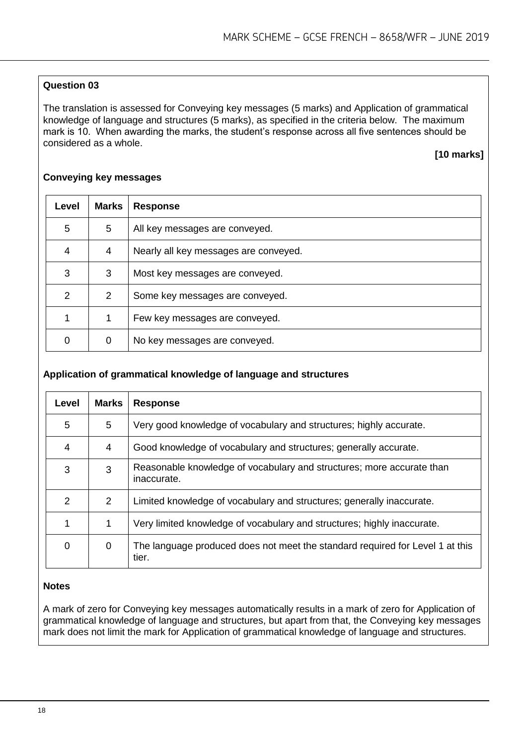**Question 03**

The translation is assessed for Conveying key messages (5 marks) and Application of grammatical knowledge of language and structures (5 marks), as specified in the criteria below. The maximum mark is 10. When awarding the marks, the student's response across all five sentences should be considered as a whole.

**[10 marks]**

**Conveying key messages**

| Level | Marks | Response |
|---|---|---|
| 5 | 5 | All key messages are conveyed. |
| 4 | 4 | Nearly all key messages are conveyed. |
| 3 | 3 | Most key messages are conveyed. |
| 2 | 2 | Some key messages are conveyed. |
| 1 | 1 | Few key messages are conveyed. |
| 0 | 0 | No key messages are conveyed. |

**Application of grammatical knowledge of language and structures**

| Level | Marks | Response |
|---|---|---|
| 5 | 5 | Very good knowledge of vocabulary and structures; highly accurate. |
| 4 | 4 | Good knowledge of vocabulary and structures; generally accurate. |
| 3 | 3 | Reasonable knowledge of vocabulary and structures; more accurate than inaccurate. |
| 2 | 2 | Limited knowledge of vocabulary and structures; generally inaccurate. |
| 1 | 1 | Very limited knowledge of vocabulary and structures; highly inaccurate. |
| 0 | 0 | The language produced does not meet the standard required for Level 1 at this tier. |

**Notes**

A mark of zero for Conveying key messages automatically results in a mark of zero for Application of grammatical knowledge of language and structures, but apart from that, the Conveying key messages mark does not limit the mark for Application of grammatical knowledge of language and structures.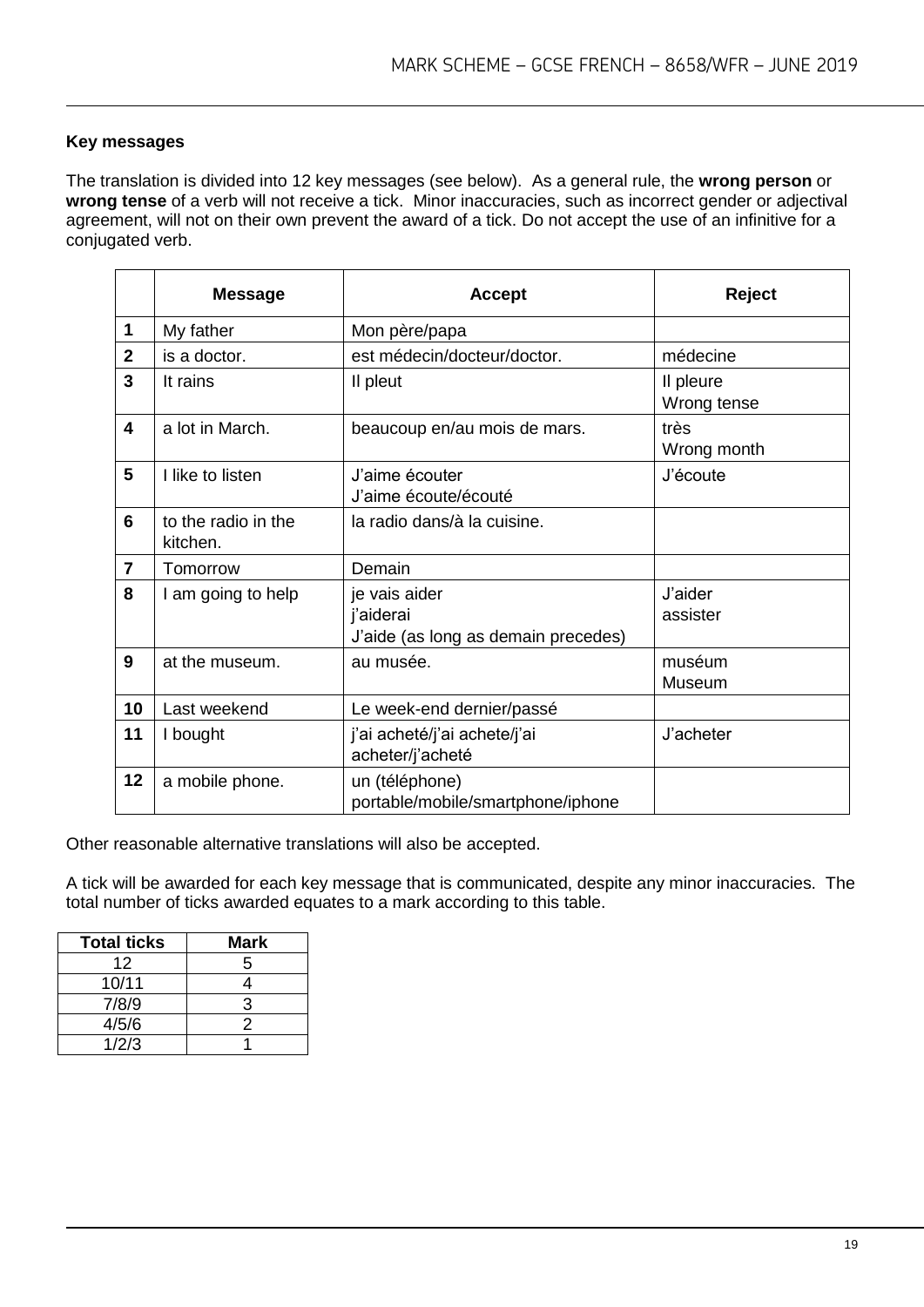**Key messages**

The translation is divided into 12 key messages (see below). As a general rule, the **wrong person** or **wrong tense** of a verb will not receive a tick. Minor inaccuracies, such as incorrect gender or adjectival agreement, will not on their own prevent the award of a tick. Do not accept the use of an infinitive for a conjugated verb.

| | Message | Accept | Reject |
|---|---|---|---|
| 1 | My father | Mon père/papa | |
| 2 | is a doctor. | est médecin/docteur/doctor. | médecine |
| 3 | It rains | Il pleut | Il pleure<br>Wrong tense |
| 4 | a lot in March. | beaucoup en/au mois de mars. | très<br>Wrong month |
| 5 | I like to listen | J'aime écouter<br>J'aime écoute/écouté | J'écoute |
| 6 | to the radio in the kitchen. | la radio dans/à la cuisine. | |
| 7 | Tomorrow | Demain | |
| 8 | I am going to help | je vais aider<br>j'aiderai<br>J'aide (as long as demain precedes) | J'aider<br>assister |
| 9 | at the museum. | au musée. | muséum<br>Museum |
| 10 | Last weekend | Le week-end dernier/passé | |
| 11 | I bought | j'ai acheté/j'ai achete/j'ai acheter/j'acheté | J'acheter |
| 12 | a mobile phone. | un (téléphone) portable/mobile/smartphone/iphone | |

Other reasonable alternative translations will also be accepted.

A tick will be awarded for each key message that is communicated, despite any minor inaccuracies. The total number of ticks awarded equates to a mark according to this table.

| Total ticks | Mark |
|---|---|
| 12 | 5 |
| 10/11 | 4 |
| 7/8/9 | 3 |
| 4/5/6 | 2 |
| 1/2/3 | 1 |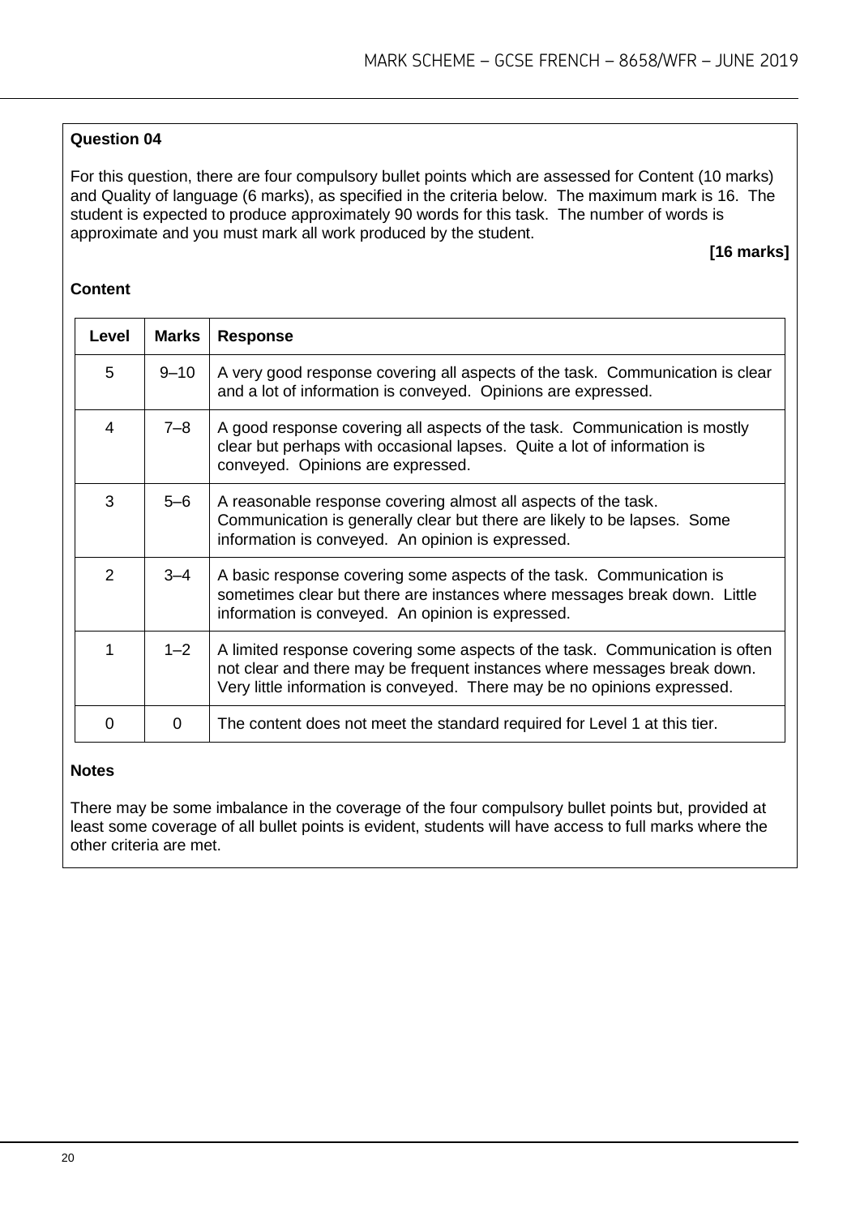**Question 04**

For this question, there are four compulsory bullet points which are assessed for Content (10 marks) and Quality of language (6 marks), as specified in the criteria below. The maximum mark is 16. The student is expected to produce approximately 90 words for this task. The number of words is approximate and you must mark all work produced by the student.

**[16 marks]**

**Content**

| Level | Marks | Response |
|---|---|---|
| 5 | 9–10 | A very good response covering all aspects of the task. Communication is clear and a lot of information is conveyed. Opinions are expressed. |
| 4 | 7–8 | A good response covering all aspects of the task. Communication is mostly clear but perhaps with occasional lapses. Quite a lot of information is conveyed. Opinions are expressed. |
| 3 | 5–6 | A reasonable response covering almost all aspects of the task. Communication is generally clear but there are likely to be lapses. Some information is conveyed. An opinion is expressed. |
| 2 | 3–4 | A basic response covering some aspects of the task. Communication is sometimes clear but there are instances where messages break down. Little information is conveyed. An opinion is expressed. |
| 1 | 1–2 | A limited response covering some aspects of the task. Communication is often not clear and there may be frequent instances where messages break down. Very little information is conveyed. There may be no opinions expressed. |
| 0 | 0 | The content does not meet the standard required for Level 1 at this tier. |

**Notes**

There may be some imbalance in the coverage of the four compulsory bullet points but, provided at least some coverage of all bullet points is evident, students will have access to full marks where the other criteria are met.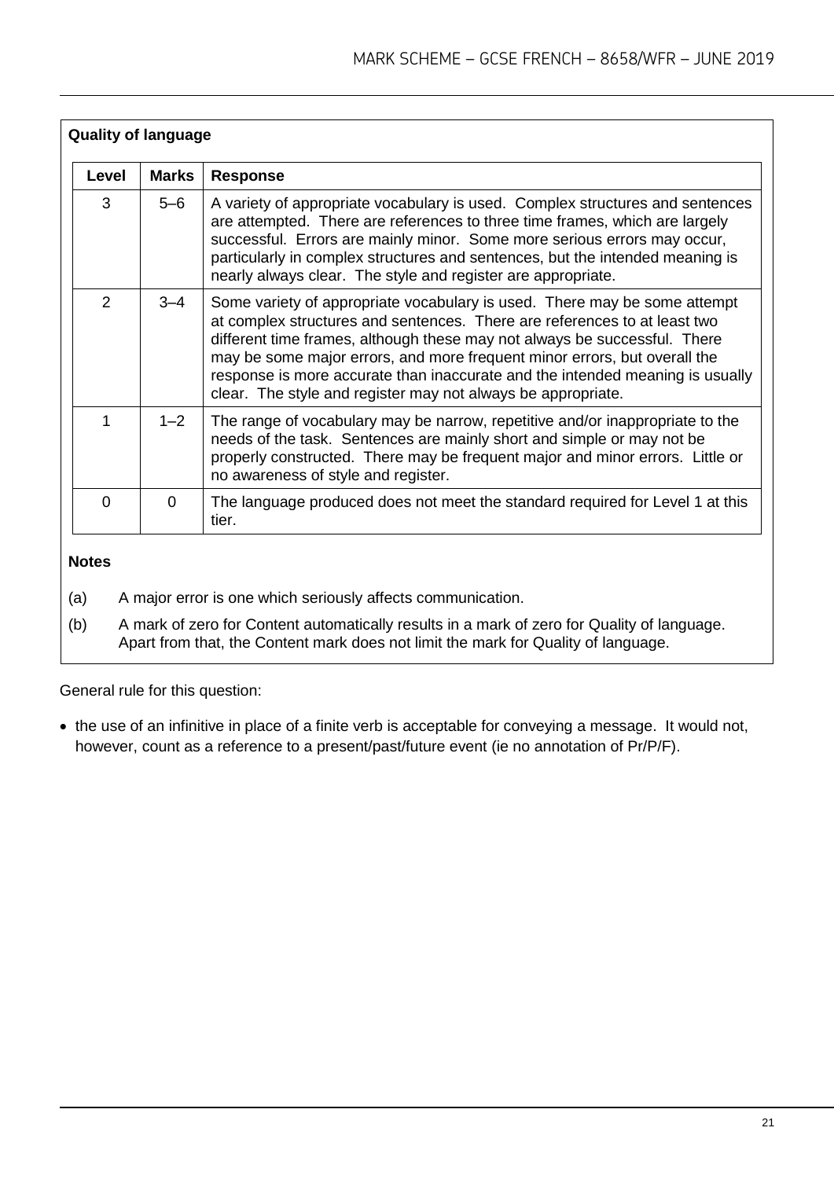## Quality of language

| Level | Marks | Response |
|---|---|---|
| 3 | 5–6 | A variety of appropriate vocabulary is used. Complex structures and sentences are attempted. There are references to three time frames, which are largely successful. Errors are mainly minor. Some more serious errors may occur, particularly in complex structures and sentences, but the intended meaning is nearly always clear. The style and register are appropriate. |
| 2 | 3–4 | Some variety of appropriate vocabulary is used. There may be some attempt at complex structures and sentences. There are references to at least two different time frames, although these may not always be successful. There may be some major errors, and more frequent minor errors, but overall the response is more accurate than inaccurate and the intended meaning is usually clear. The style and register may not always be appropriate. |
| 1 | 1–2 | The range of vocabulary may be narrow, repetitive and/or inappropriate to the needs of the task. Sentences are mainly short and simple or may not be properly constructed. There may be frequent major and minor errors. Little or no awareness of style and register. |
| 0 | 0 | The language produced does not meet the standard required for Level 1 at this tier. |

**Notes**

(a) A major error is one which seriously affects communication.

(b) A mark of zero for Content automatically results in a mark of zero for Quality of language. Apart from that, the Content mark does not limit the mark for Quality of language.

General rule for this question:

- the use of an infinitive in place of a finite verb is acceptable for conveying a message. It would not, however, count as a reference to a present/past/future event (ie no annotation of Pr/P/F).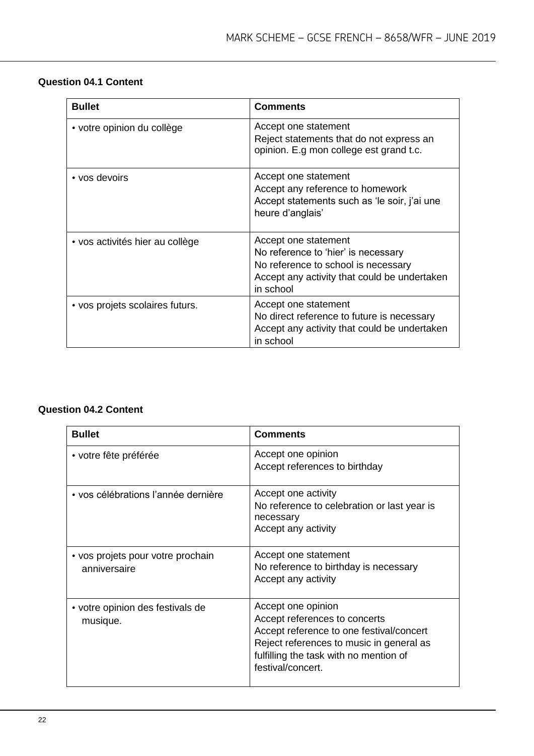**Question 04.1 Content**

| Bullet | Comments |
| --- | --- |
| • votre opinion du collège | Accept one statement<br>Reject statements that do not express an opinion. E.g mon college est grand t.c. |
| • vos devoirs | Accept one statement<br>Accept any reference to homework<br>Accept statements such as 'le soir, j'ai une heure d'anglais' |
| • vos activités hier au collège | Accept one statement<br>No reference to 'hier' is necessary<br>No reference to school is necessary<br>Accept any activity that could be undertaken in school |
| • vos projets scolaires futurs. | Accept one statement<br>No direct reference to future is necessary<br>Accept any activity that could be undertaken in school |

**Question 04.2 Content**

| Bullet | Comments |
| --- | --- |
| • votre fête préférée | Accept one opinion<br>Accept references to birthday |
| • vos célébrations l'année dernière | Accept one activity<br>No reference to celebration or last year is necessary<br>Accept any activity |
| • vos projets pour votre prochain anniversaire | Accept one statement<br>No reference to birthday is necessary<br>Accept any activity |
| • votre opinion des festivals de musique. | Accept one opinion<br>Accept references to concerts<br>Accept reference to one festival/concert<br>Reject references to music in general as fulfilling the task with no mention of festival/concert. |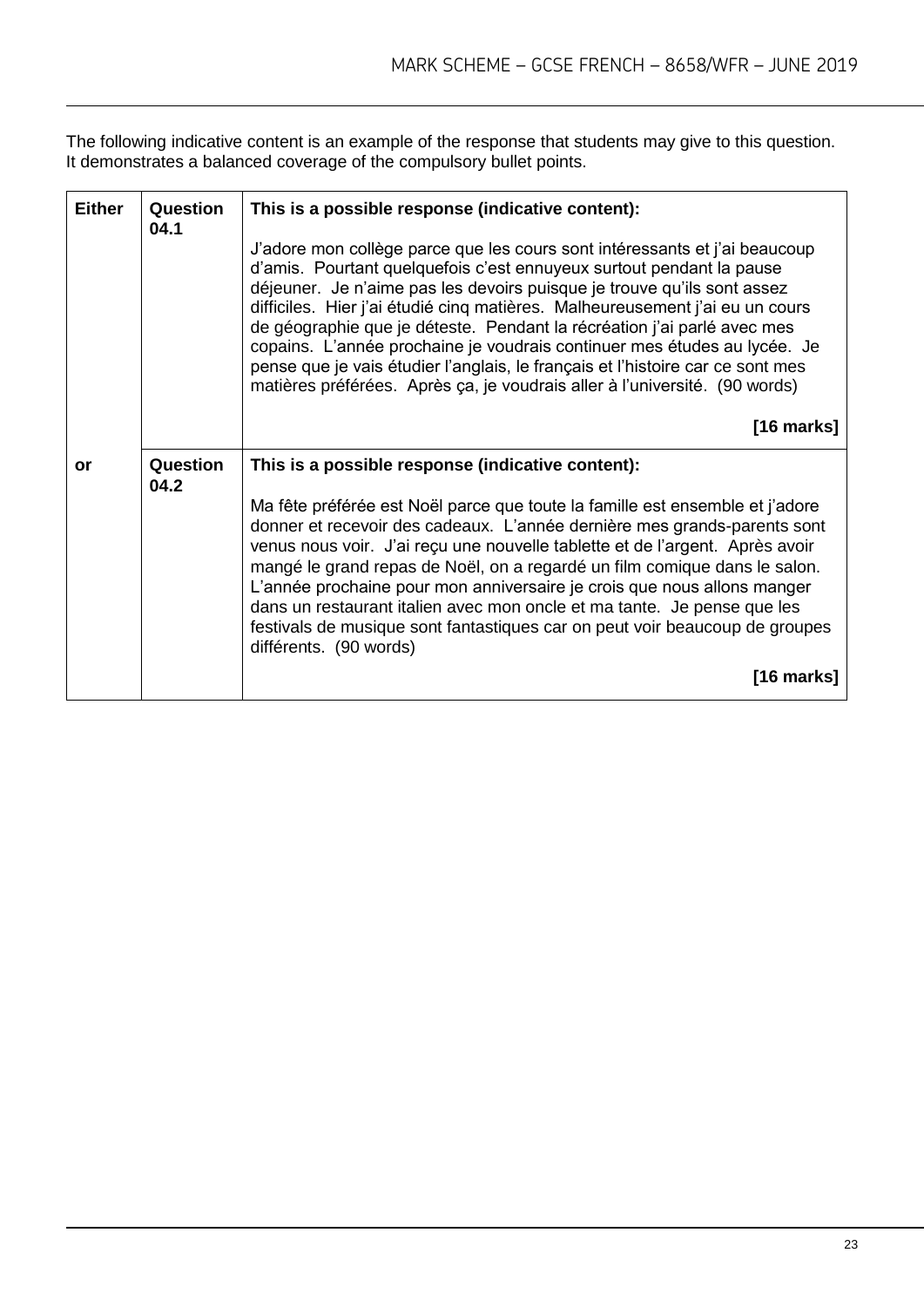The following indicative content is an example of the response that students may give to this question. It demonstrates a balanced coverage of the compulsory bullet points.

| | | |
|---|---|---|
| **Either** | **Question 04.1** | **This is a possible response (indicative content):**<br><br>J'adore mon collège parce que les cours sont intéressants et j'ai beaucoup d'amis. Pourtant quelquefois c'est ennuyeux surtout pendant la pause déjeuner. Je n'aime pas les devoirs puisque je trouve qu'ils sont assez difficiles. Hier j'ai étudié cinq matières. Malheureusement j'ai eu un cours de géographie que je déteste. Pendant la récréation j'ai parlé avec mes copains. L'année prochaine je voudrais continuer mes études au lycée. Je pense que je vais étudier l'anglais, le français et l'histoire car ce sont mes matières préférées. Après ça, je voudrais aller à l'université. (90 words)<br><br>**[16 marks]** |
| **or** | **Question 04.2** | **This is a possible response (indicative content):**<br><br>Ma fête préférée est Noël parce que toute la famille est ensemble et j'adore donner et recevoir des cadeaux. L'année dernière mes grands-parents sont venus nous voir. J'ai reçu une nouvelle tablette et de l'argent. Après avoir mangé le grand repas de Noël, on a regardé un film comique dans le salon. L'année prochaine pour mon anniversaire je crois que nous allons manger dans un restaurant italien avec mon oncle et ma tante. Je pense que les festivals de musique sont fantastiques car on peut voir beaucoup de groupes différents. (90 words)<br><br>**[16 marks]** |